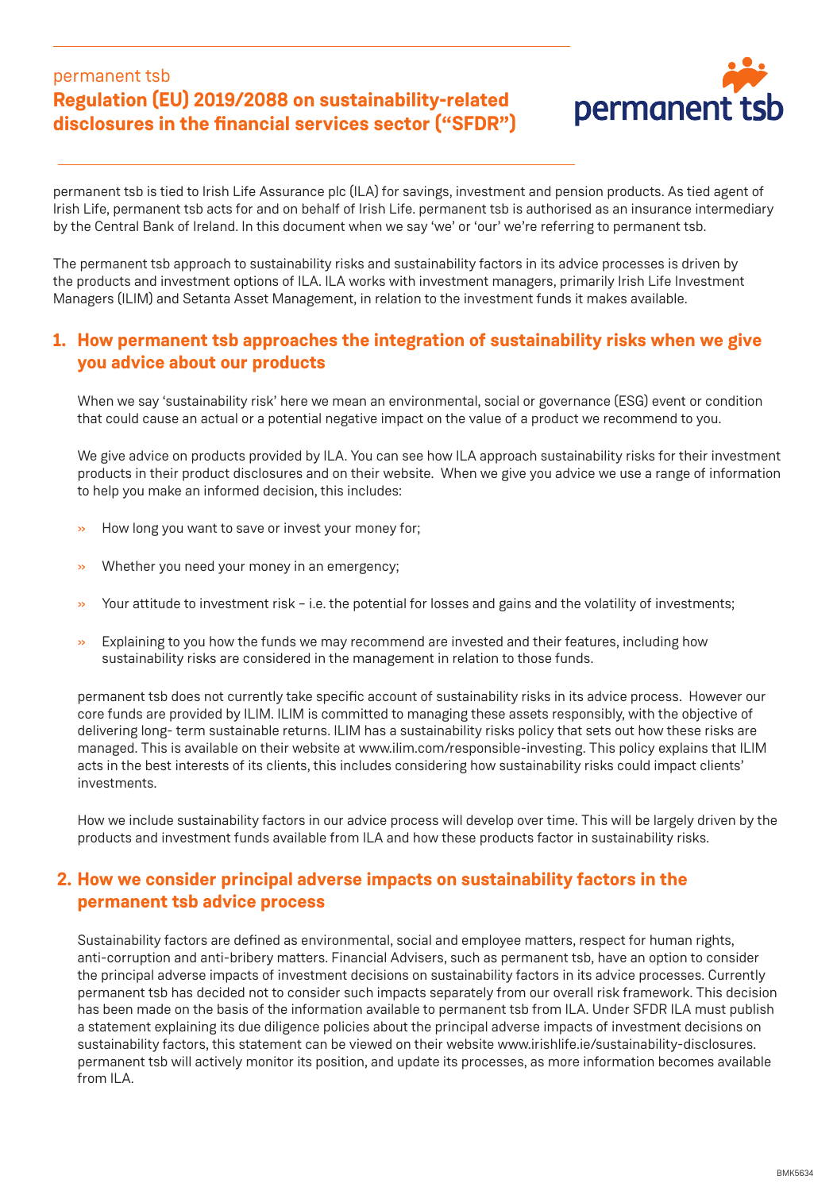permanent tsb

# Regulation (EU) 2019/2088 on sustainability-related disclosures in the financial services sector ("SFDR")

permanent tsb is tied to Irish Life Assurance plc (ILA) for savings, investment and pension products. As tied agent of Irish Life, permanent tsb acts for and on behalf of Irish Life. permanent tsb is authorised as an insurance intermediary by the Central Bank of Ireland. In this document when we say 'we' or 'our' we're referring to permanent tsb.

The permanent tsb approach to sustainability risks and sustainability factors in its advice processes is driven by the products and investment options of ILA. ILA works with investment managers, primarily Irish Life Investment Managers (ILIM) and Setanta Asset Management, in relation to the investment funds it makes available.

## 1. How permanent tsb approaches the integration of sustainability risks when we give you advice about our products

When we say 'sustainability risk' here we mean an environmental, social or governance (ESG) event or condition that could cause an actual or a potential negative impact on the value of a product we recommend to you.

We give advice on products provided by ILA. You can see how ILA approach sustainability risks for their investment products in their product disclosures and on their website. When we give you advice we use a range of information to help you make an informed decision, this includes:

- How long you want to save or invest your money for;
- Whether you need your money in an emergency;
- Your attitude to investment risk – i.e. the potential for losses and gains and the volatility of investments;
- Explaining to you how the funds we may recommend are invested and their features, including how sustainability risks are considered in the management in relation to those funds.

permanent tsb does not currently take specific account of sustainability risks in its advice process. However our core funds are provided by ILIM. ILIM is committed to managing these assets responsibly, with the objective of delivering long- term sustainable returns. ILIM has a sustainability risks policy that sets out how these risks are managed. This is available on their website at www.ilim.com/responsible-investing. This policy explains that ILIM acts in the best interests of its clients, this includes considering how sustainability risks could impact clients' investments.

How we include sustainability factors in our advice process will develop over time. This will be largely driven by the products and investment funds available from ILA and how these products factor in sustainability risks.

## 2. How we consider principal adverse impacts on sustainability factors in the permanent tsb advice process

Sustainability factors are defined as environmental, social and employee matters, respect for human rights, anti-corruption and anti-bribery matters. Financial Advisers, such as permanent tsb, have an option to consider the principal adverse impacts of investment decisions on sustainability factors in its advice processes. Currently permanent tsb has decided not to consider such impacts separately from our overall risk framework. This decision has been made on the basis of the information available to permanent tsb from ILA. Under SFDR ILA must publish a statement explaining its due diligence policies about the principal adverse impacts of investment decisions on sustainability factors, this statement can be viewed on their website www.irishlife.ie/sustainability-disclosures. permanent tsb will actively monitor its position, and update its processes, as more information becomes available from ILA.

BMK5634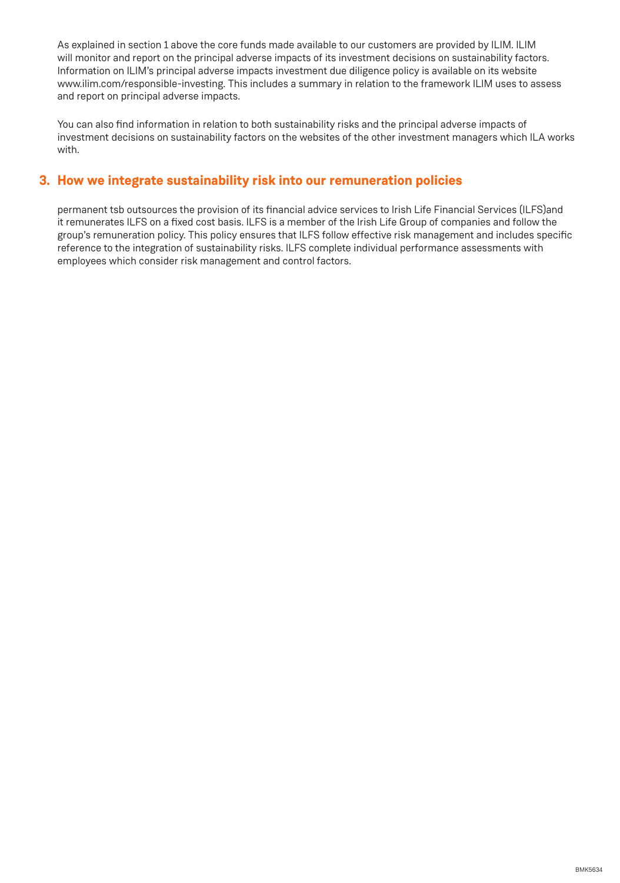As explained in section 1 above the core funds made available to our customers are provided by ILIM. ILIM will monitor and report on the principal adverse impacts of its investment decisions on sustainability factors. Information on ILIM's principal adverse impacts investment due diligence policy is available on its website www.ilim.com/responsible-investing. This includes a summary in relation to the framework ILIM uses to assess and report on principal adverse impacts.

You can also find information in relation to both sustainability risks and the principal adverse impacts of investment decisions on sustainability factors on the websites of the other investment managers which ILA works with.

## 3. How we integrate sustainability risk into our remuneration policies

permanent tsb outsources the provision of its financial advice services to Irish Life Financial Services (ILFS)and it remunerates ILFS on a fixed cost basis. ILFS is a member of the Irish Life Group of companies and follow the group's remuneration policy. This policy ensures that ILFS follow effective risk management and includes specific reference to the integration of sustainability risks. ILFS complete individual performance assessments with employees which consider risk management and control factors.

BMK5634